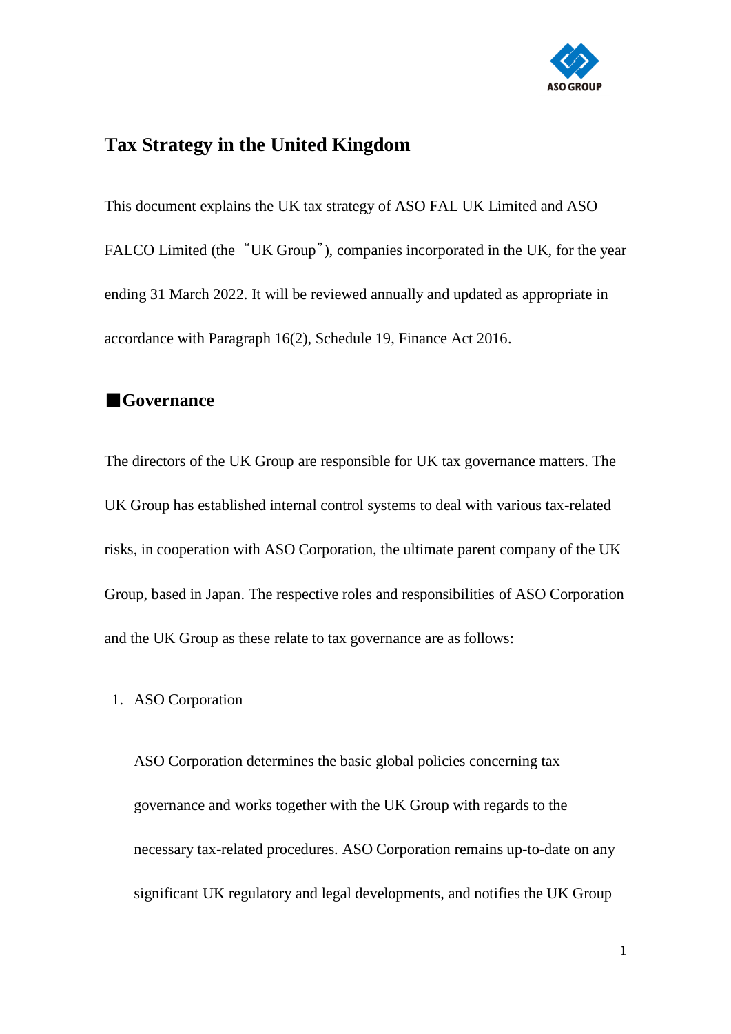# Tax Strategy in the United Kingdom

This document explains the UK tax strategy of ASO FAL UK Limited and ASO FALCO Limited (the "UK Group"), companies incorporated in the UK, for the year ending 31 March 2022. It will be reviewed annually and updated as appropriate in accordance with Paragraph 16(2), Schedule 19, Finance Act 2016.

## ■Governance

The directors of the UK Group are responsible for UK tax governance matters. The UK Group has established internal control systems to deal with various tax-related risks, in cooperation with ASO Corporation, the ultimate parent company of the UK Group, based in Japan. The respective roles and responsibilities of ASO Corporation and the UK Group as these relate to tax governance are as follows:

1. ASO Corporation

   ASO Corporation determines the basic global policies concerning tax governance and works together with the UK Group with regards to the necessary tax-related procedures. ASO Corporation remains up-to-date on any significant UK regulatory and legal developments, and notifies the UK Group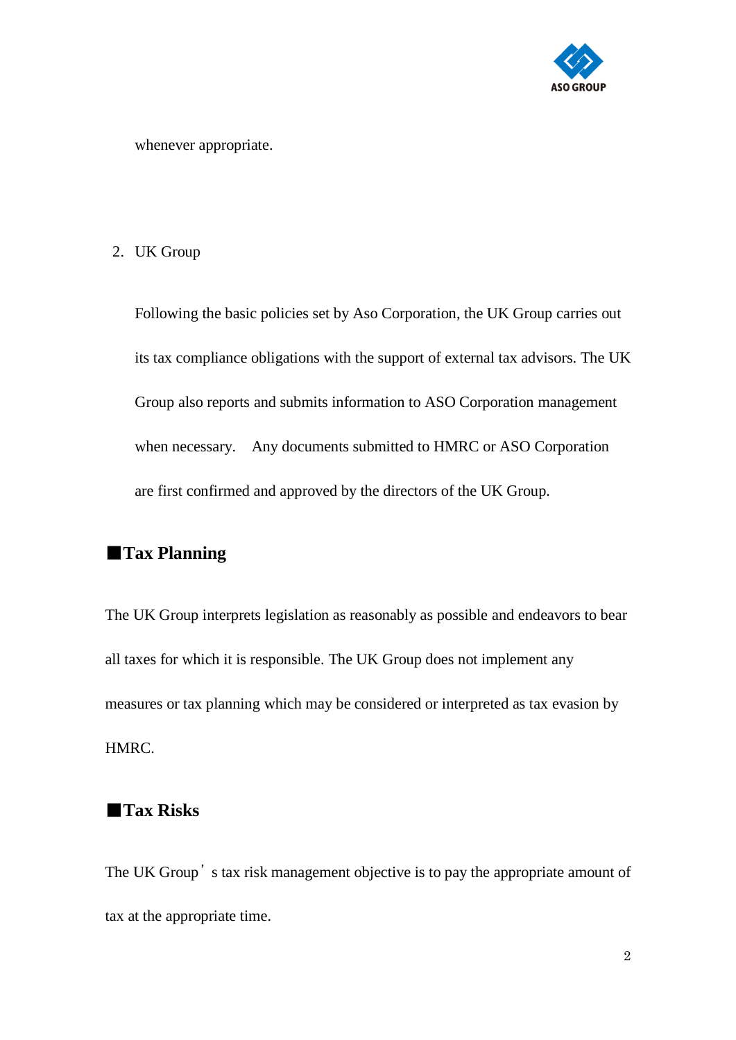whenever appropriate.

2. UK Group

   Following the basic policies set by Aso Corporation, the UK Group carries out its tax compliance obligations with the support of external tax advisors. The UK Group also reports and submits information to ASO Corporation management when necessary.　Any documents submitted to HMRC or ASO Corporation are first confirmed and approved by the directors of the UK Group.

## ■Tax Planning

The UK Group interprets legislation as reasonably as possible and endeavors to bear all taxes for which it is responsible. The UK Group does not implement any measures or tax planning which may be considered or interpreted as tax evasion by HMRC.

## ■Tax Risks

The UK Group’s tax risk management objective is to pay the appropriate amount of tax at the appropriate time.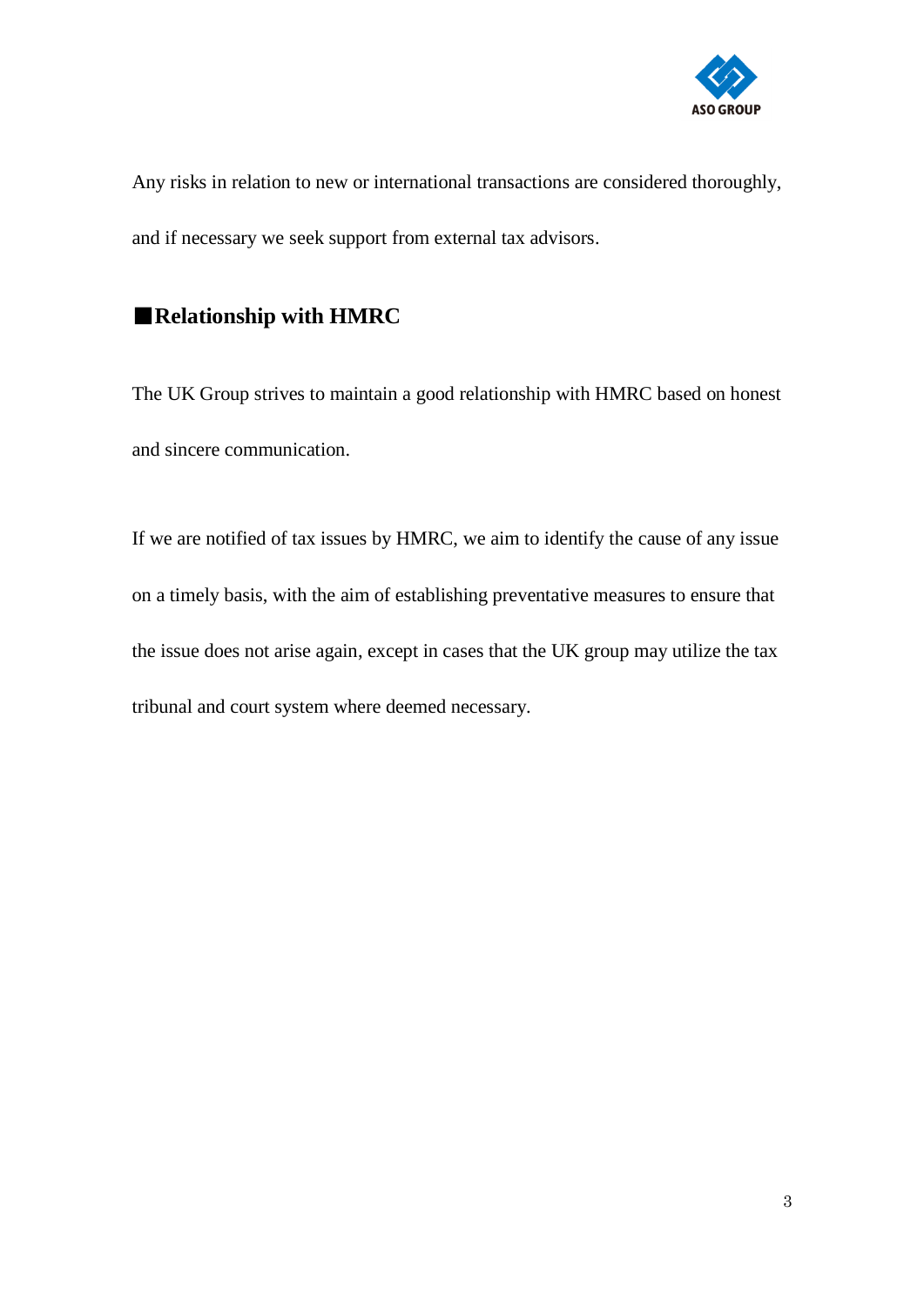Any risks in relation to new or international transactions are considered thoroughly, and if necessary we seek support from external tax advisors.

## ■Relationship with HMRC

The UK Group strives to maintain a good relationship with HMRC based on honest and sincere communication.

If we are notified of tax issues by HMRC, we aim to identify the cause of any issue on a timely basis, with the aim of establishing preventative measures to ensure that the issue does not arise again, except in cases that the UK group may utilize the tax tribunal and court system where deemed necessary.